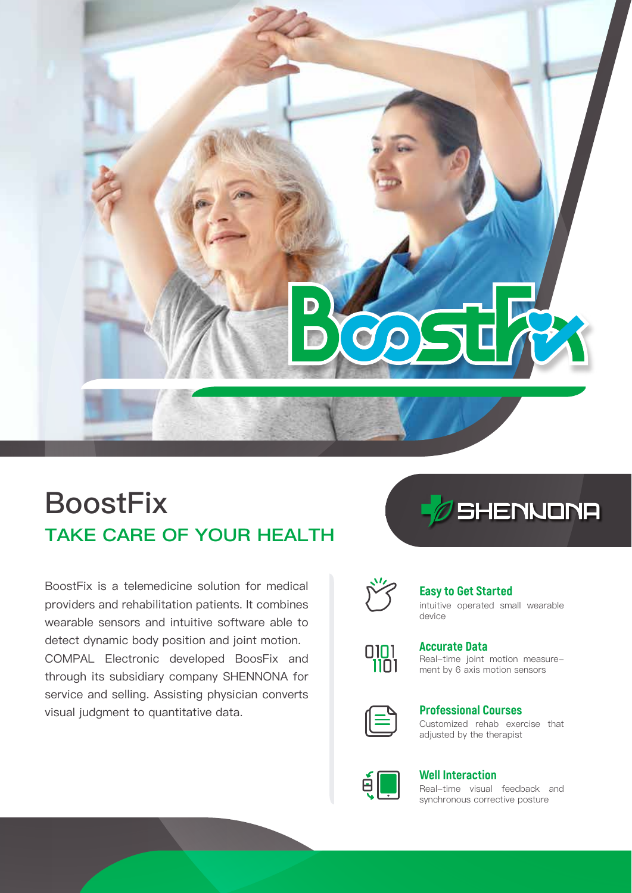BoostFix

# BoostFix

## TAKE CARE OF YOUR HEALTH

SHENNONA

BoostFix is a telemedicine solution for medical providers and rehabilitation patients. It combines wearable sensors and intuitive software able to detect dynamic body position and joint motion. COMPAL Electronic developed BoosFix and through its subsidiary company SHENNONA for service and selling. Assisting physician converts visual judgment to quantitative data.

### Easy to Get Started

intuitive operated small wearable device

### Accurate Data

Real-time joint motion measurement by 6 axis motion sensors

### Professional Courses

Customized rehab exercise that adjusted by the therapist

### Well Interaction

Real-time visual feedback and synchronous corrective posture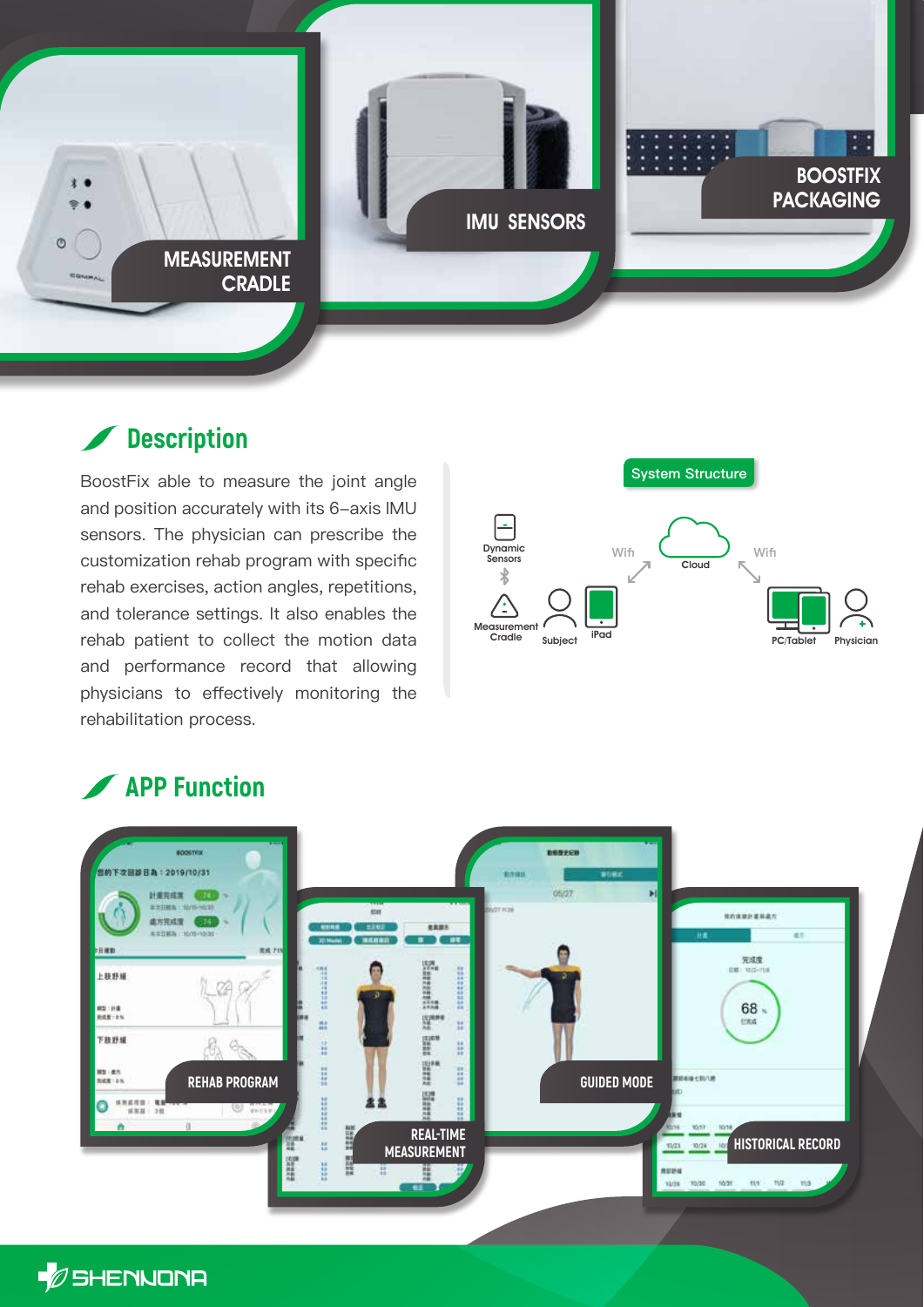MEASUREMENT CRADLE

IMU SENSORS

BOOSTFIX PACKAGING

## Description

BoostFix able to measure the joint angle and position accurately with its 6-axis IMU sensors. The physician can prescribe the customization rehab program with specific rehab exercises, action angles, repetitions, and tolerance settings. It also enables the rehab patient to collect the motion data and performance record that allowing physicians to effectively monitoring the rehabilitation process.

System Structure

Dynamic Sensors

Measurement Cradle

Subject

iPad

Wifi

Cloud

Wifi

PC/Tablet

Physician

## APP Function

REHAB PROGRAM

REAL-TIME MEASUREMENT

GUIDED MODE

HISTORICAL RECORD

SHENNONA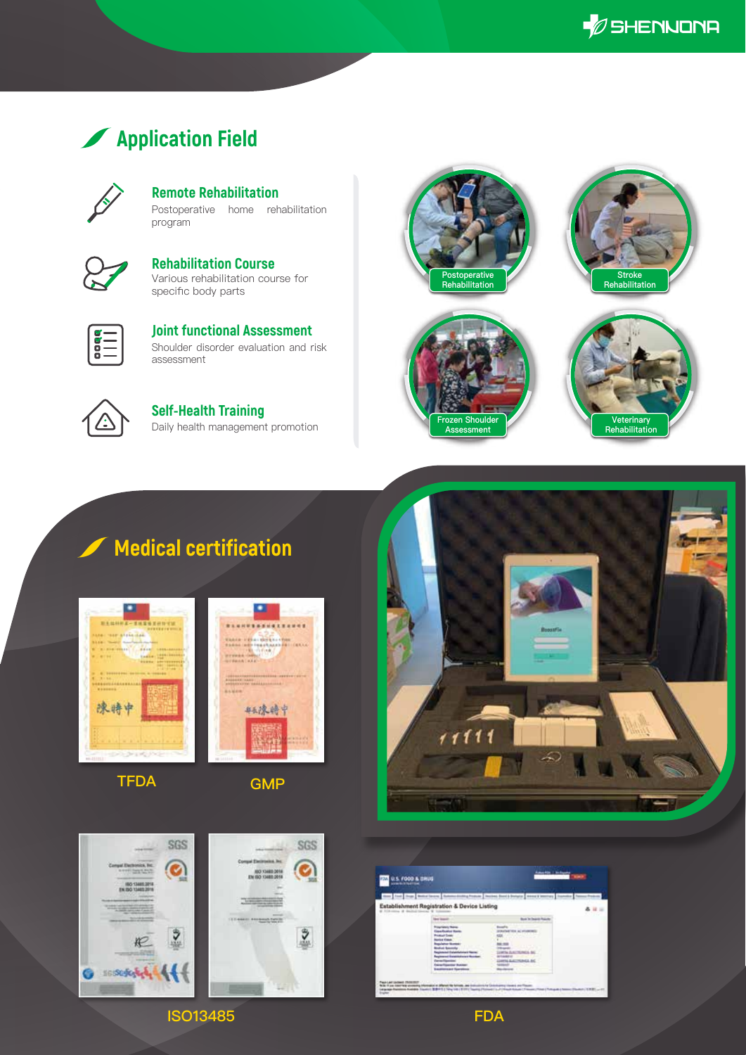## Application Field

### Remote Rehabilitation
Postoperative home rehabilitation program

### Rehabilitation Course
Various rehabilitation course for specific body parts

### Joint functional Assessment
Shoulder disorder evaluation and risk assessment

### Self-Health Training
Daily health management promotion

Postoperative Rehabilitation

Stroke Rehabilitation

Frozen Shoulder Assessment

Veterinary Rehabilitation

## Medical certification

TFDA

GMP

ISO13485

FDA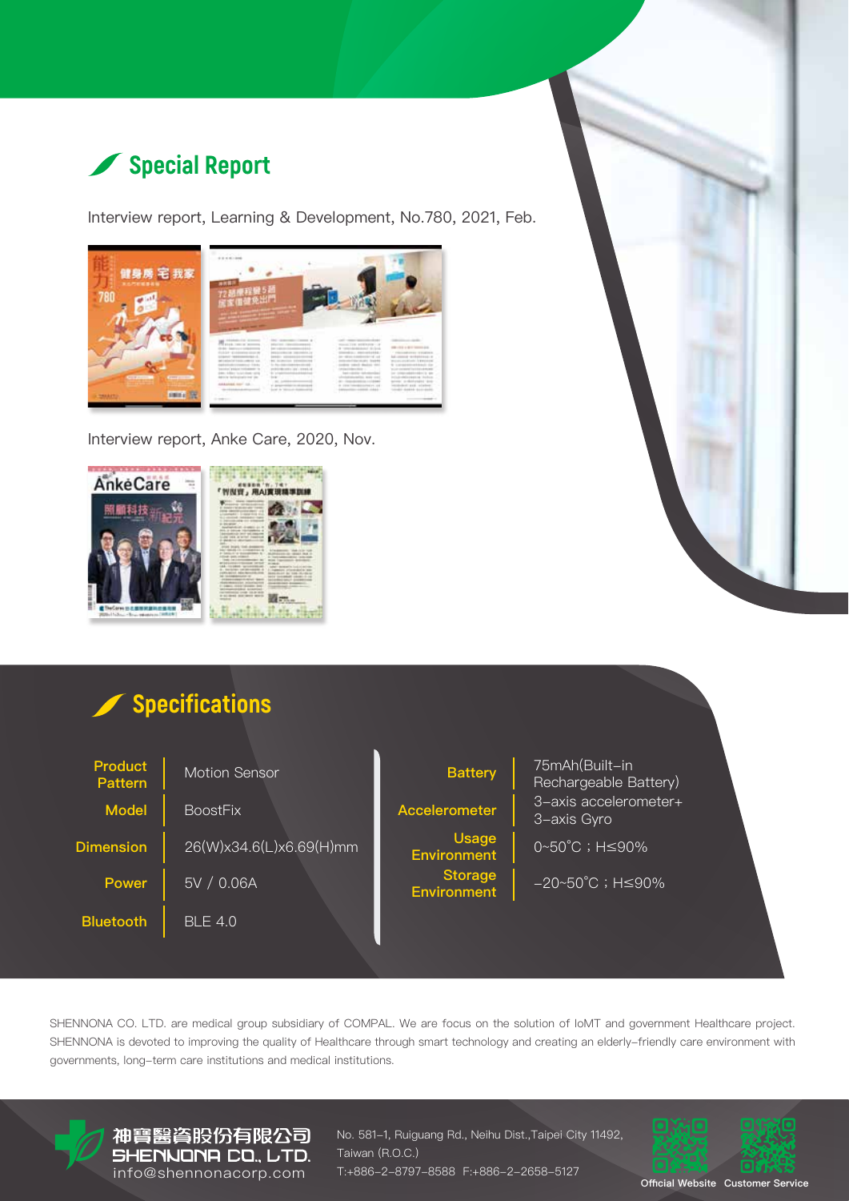## Special Report

Interview report, Learning & Development, No.780, 2021, Feb.

Interview report, Anke Care, 2020, Nov.

## Specifications

| | |
|---|---|
| Product Pattern | Motion Sensor |
| Model | BoostFix |
| Dimension | 26(W)x34.6(L)x6.69(H)mm |
| Power | 5V / 0.06A |
| Bluetooth | BLE 4.0 |
| Battery | 75mAh(Built-in Rechargeable Battery) |
| Accelerometer | 3-axis accelerometer+ 3-axis Gyro |
| Usage Environment | 0~50˚C ; H≤90% |
| Storage Environment | -20~50˚C ; H≤90% |

SHENNONA CO. LTD. are medical group subsidiary of COMPAL. We are focus on the solution of IoMT and government Healthcare project. SHENNONA is devoted to improving the quality of Healthcare through smart technology and creating an elderly-friendly care environment with governments, long-term care institutions and medical institutions.

神寶醫資股份有限公司
SHENNONA CO., LTD.
info@shennonacorp.com

No. 581-1, Ruiguang Rd., Neihu Dist.,Taipei City 11492, Taiwan (R.O.C.)
T:+886-2-8797-8588 F:+886-2-2658-5127

Official Website Customer Service